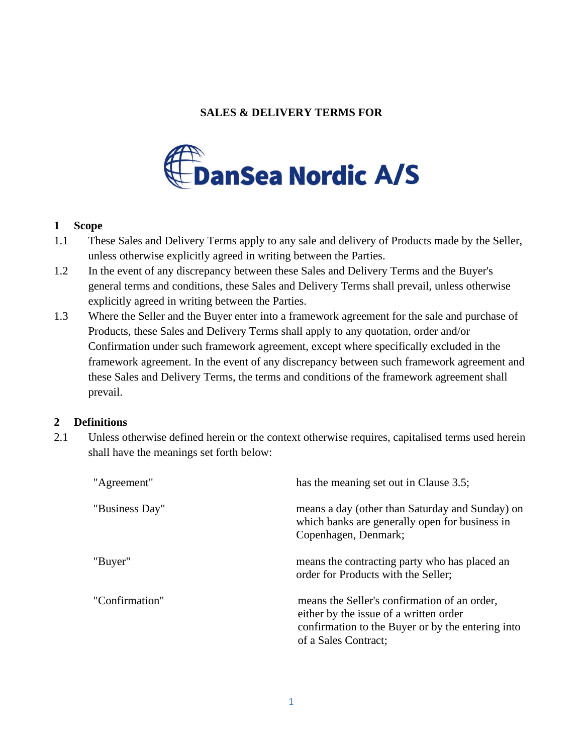# SALES & DELIVERY TERMS FOR

DanSea Nordic A/S

## 1 Scope

1.1 These Sales and Delivery Terms apply to any sale and delivery of Products made by the Seller, unless otherwise explicitly agreed in writing between the Parties.

1.2 In the event of any discrepancy between these Sales and Delivery Terms and the Buyer's general terms and conditions, these Sales and Delivery Terms shall prevail, unless otherwise explicitly agreed in writing between the Parties.

1.3 Where the Seller and the Buyer enter into a framework agreement for the sale and purchase of Products, these Sales and Delivery Terms shall apply to any quotation, order and/or Confirmation under such framework agreement, except where specifically excluded in the framework agreement. In the event of any discrepancy between such framework agreement and these Sales and Delivery Terms, the terms and conditions of the framework agreement shall prevail.

## 2 Definitions

2.1 Unless otherwise defined herein or the context otherwise requires, capitalised terms used herein shall have the meanings set forth below:

| | |
|---|---|
| "Agreement" | has the meaning set out in Clause 3.5; |
| "Business Day" | means a day (other than Saturday and Sunday) on which banks are generally open for business in Copenhagen, Denmark; |
| "Buyer" | means the contracting party who has placed an order for Products with the Seller; |
| "Confirmation" | means the Seller's confirmation of an order, either by the issue of a written order confirmation to the Buyer or by the entering into of a Sales Contract; |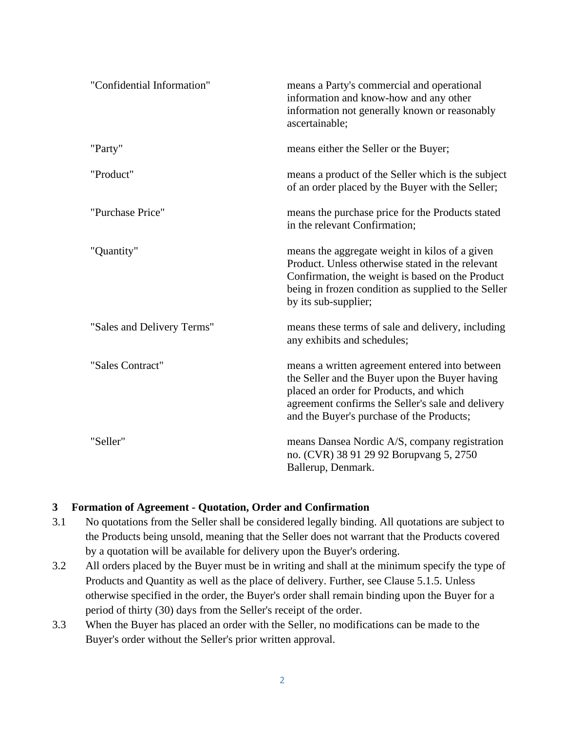| | |
|---|---|
| "Confidential Information" | means a Party's commercial and operational information and know-how and any other information not generally known or reasonably ascertainable; |
| "Party" | means either the Seller or the Buyer; |
| "Product" | means a product of the Seller which is the subject of an order placed by the Buyer with the Seller; |
| "Purchase Price" | means the purchase price for the Products stated in the relevant Confirmation; |
| "Quantity" | means the aggregate weight in kilos of a given Product. Unless otherwise stated in the relevant Confirmation, the weight is based on the Product being in frozen condition as supplied to the Seller by its sub-supplier; |
| "Sales and Delivery Terms" | means these terms of sale and delivery, including any exhibits and schedules; |
| "Sales Contract" | means a written agreement entered into between the Seller and the Buyer upon the Buyer having placed an order for Products, and which agreement confirms the Seller's sale and delivery and the Buyer's purchase of the Products; |
| "Seller" | means Dansea Nordic A/S, company registration no. (CVR) 38 91 29 92 Borupvang 5, 2750 Ballerup, Denmark. |

## 3 Formation of Agreement - Quotation, Order and Confirmation

3.1 No quotations from the Seller shall be considered legally binding. All quotations are subject to the Products being unsold, meaning that the Seller does not warrant that the Products covered by a quotation will be available for delivery upon the Buyer's ordering.

3.2 All orders placed by the Buyer must be in writing and shall at the minimum specify the type of Products and Quantity as well as the place of delivery. Further, see Clause 5.1.5. Unless otherwise specified in the order, the Buyer's order shall remain binding upon the Buyer for a period of thirty (30) days from the Seller's receipt of the order.

3.3 When the Buyer has placed an order with the Seller, no modifications can be made to the Buyer's order without the Seller's prior written approval.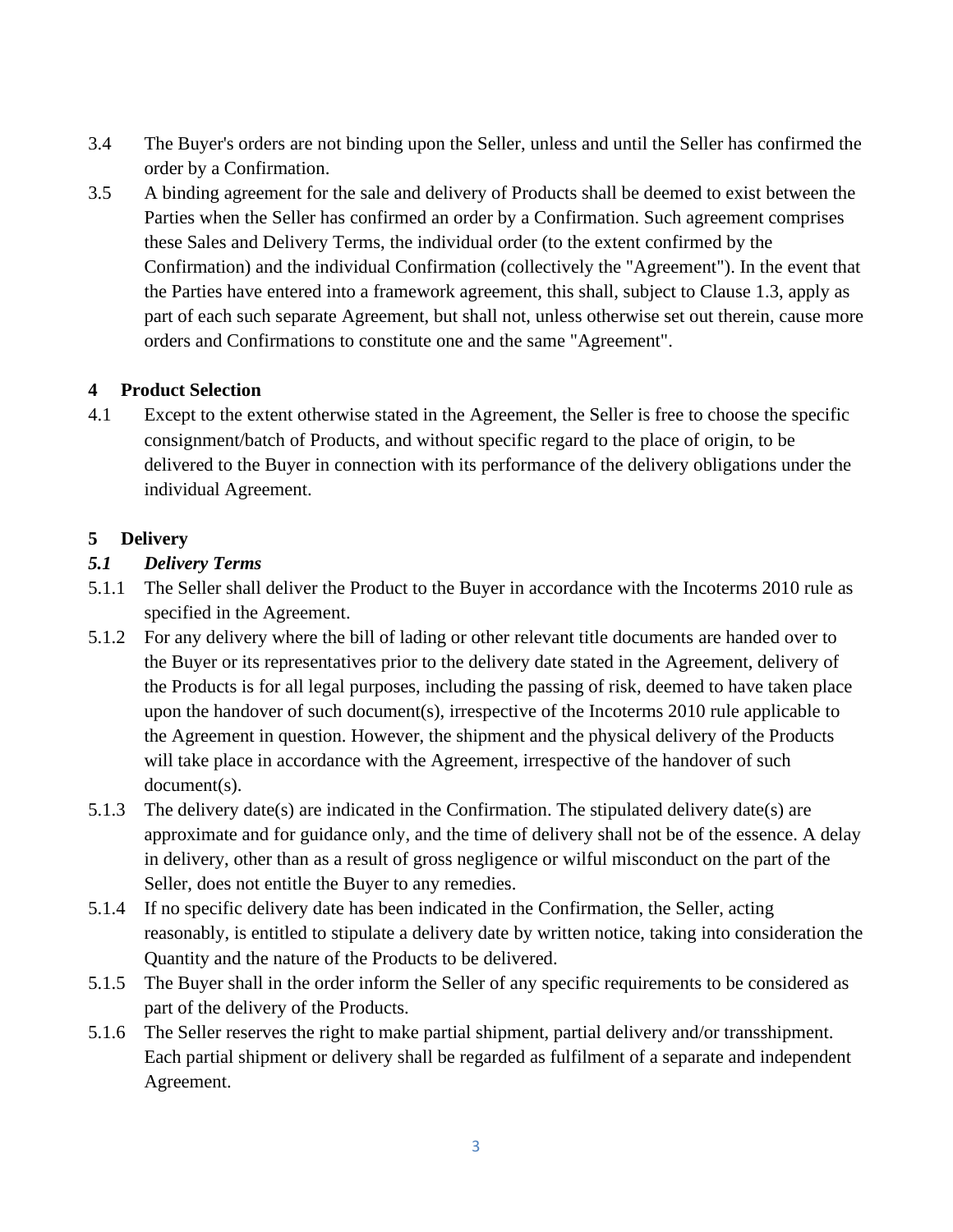3.4 The Buyer's orders are not binding upon the Seller, unless and until the Seller has confirmed the order by a Confirmation.

3.5 A binding agreement for the sale and delivery of Products shall be deemed to exist between the Parties when the Seller has confirmed an order by a Confirmation. Such agreement comprises these Sales and Delivery Terms, the individual order (to the extent confirmed by the Confirmation) and the individual Confirmation (collectively the "Agreement"). In the event that the Parties have entered into a framework agreement, this shall, subject to Clause 1.3, apply as part of each such separate Agreement, but shall not, unless otherwise set out therein, cause more orders and Confirmations to constitute one and the same "Agreement".

## 4 Product Selection

4.1 Except to the extent otherwise stated in the Agreement, the Seller is free to choose the specific consignment/batch of Products, and without specific regard to the place of origin, to be delivered to the Buyer in connection with its performance of the delivery obligations under the individual Agreement.

## 5 Delivery

### *5.1 Delivery Terms*

5.1.1 The Seller shall deliver the Product to the Buyer in accordance with the Incoterms 2010 rule as specified in the Agreement.

5.1.2 For any delivery where the bill of lading or other relevant title documents are handed over to the Buyer or its representatives prior to the delivery date stated in the Agreement, delivery of the Products is for all legal purposes, including the passing of risk, deemed to have taken place upon the handover of such document(s), irrespective of the Incoterms 2010 rule applicable to the Agreement in question. However, the shipment and the physical delivery of the Products will take place in accordance with the Agreement, irrespective of the handover of such document(s).

5.1.3 The delivery date(s) are indicated in the Confirmation. The stipulated delivery date(s) are approximate and for guidance only, and the time of delivery shall not be of the essence. A delay in delivery, other than as a result of gross negligence or wilful misconduct on the part of the Seller, does not entitle the Buyer to any remedies.

5.1.4 If no specific delivery date has been indicated in the Confirmation, the Seller, acting reasonably, is entitled to stipulate a delivery date by written notice, taking into consideration the Quantity and the nature of the Products to be delivered.

5.1.5 The Buyer shall in the order inform the Seller of any specific requirements to be considered as part of the delivery of the Products.

5.1.6 The Seller reserves the right to make partial shipment, partial delivery and/or transshipment. Each partial shipment or delivery shall be regarded as fulfilment of a separate and independent Agreement.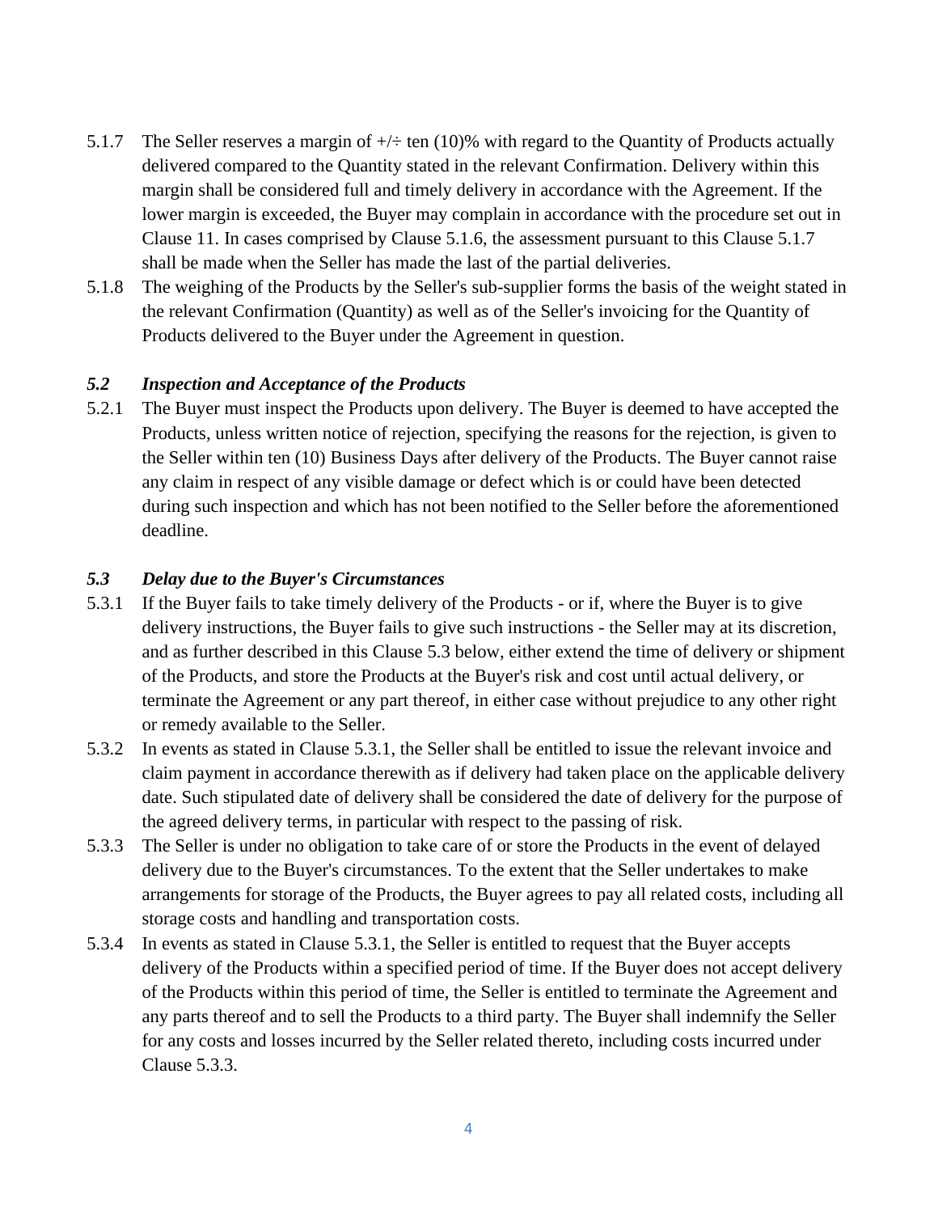5.1.7 The Seller reserves a margin of +/÷ ten (10)% with regard to the Quantity of Products actually delivered compared to the Quantity stated in the relevant Confirmation. Delivery within this margin shall be considered full and timely delivery in accordance with the Agreement. If the lower margin is exceeded, the Buyer may complain in accordance with the procedure set out in Clause 11. In cases comprised by Clause 5.1.6, the assessment pursuant to this Clause 5.1.7 shall be made when the Seller has made the last of the partial deliveries.

5.1.8 The weighing of the Products by the Seller's sub-supplier forms the basis of the weight stated in the relevant Confirmation (Quantity) as well as of the Seller's invoicing for the Quantity of Products delivered to the Buyer under the Agreement in question.

### *5.2 Inspection and Acceptance of the Products*

5.2.1 The Buyer must inspect the Products upon delivery. The Buyer is deemed to have accepted the Products, unless written notice of rejection, specifying the reasons for the rejection, is given to the Seller within ten (10) Business Days after delivery of the Products. The Buyer cannot raise any claim in respect of any visible damage or defect which is or could have been detected during such inspection and which has not been notified to the Seller before the aforementioned deadline.

### *5.3 Delay due to the Buyer's Circumstances*

5.3.1 If the Buyer fails to take timely delivery of the Products - or if, where the Buyer is to give delivery instructions, the Buyer fails to give such instructions - the Seller may at its discretion, and as further described in this Clause 5.3 below, either extend the time of delivery or shipment of the Products, and store the Products at the Buyer's risk and cost until actual delivery, or terminate the Agreement or any part thereof, in either case without prejudice to any other right or remedy available to the Seller.

5.3.2 In events as stated in Clause 5.3.1, the Seller shall be entitled to issue the relevant invoice and claim payment in accordance therewith as if delivery had taken place on the applicable delivery date. Such stipulated date of delivery shall be considered the date of delivery for the purpose of the agreed delivery terms, in particular with respect to the passing of risk.

5.3.3 The Seller is under no obligation to take care of or store the Products in the event of delayed delivery due to the Buyer's circumstances. To the extent that the Seller undertakes to make arrangements for storage of the Products, the Buyer agrees to pay all related costs, including all storage costs and handling and transportation costs.

5.3.4 In events as stated in Clause 5.3.1, the Seller is entitled to request that the Buyer accepts delivery of the Products within a specified period of time. If the Buyer does not accept delivery of the Products within this period of time, the Seller is entitled to terminate the Agreement and any parts thereof and to sell the Products to a third party. The Buyer shall indemnify the Seller for any costs and losses incurred by the Seller related thereto, including costs incurred under Clause 5.3.3.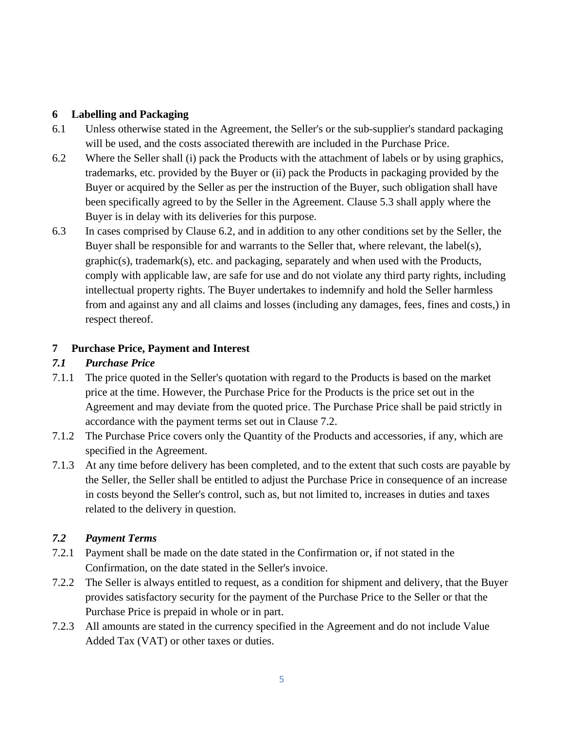## 6 Labelling and Packaging

6.1 Unless otherwise stated in the Agreement, the Seller's or the sub-supplier's standard packaging will be used, and the costs associated therewith are included in the Purchase Price.

6.2 Where the Seller shall (i) pack the Products with the attachment of labels or by using graphics, trademarks, etc. provided by the Buyer or (ii) pack the Products in packaging provided by the Buyer or acquired by the Seller as per the instruction of the Buyer, such obligation shall have been specifically agreed to by the Seller in the Agreement. Clause 5.3 shall apply where the Buyer is in delay with its deliveries for this purpose.

6.3 In cases comprised by Clause 6.2, and in addition to any other conditions set by the Seller, the Buyer shall be responsible for and warrants to the Seller that, where relevant, the label(s), graphic(s), trademark(s), etc. and packaging, separately and when used with the Products, comply with applicable law, are safe for use and do not violate any third party rights, including intellectual property rights. The Buyer undertakes to indemnify and hold the Seller harmless from and against any and all claims and losses (including any damages, fees, fines and costs,) in respect thereof.

## 7 Purchase Price, Payment and Interest

### *7.1 Purchase Price*

7.1.1 The price quoted in the Seller's quotation with regard to the Products is based on the market price at the time. However, the Purchase Price for the Products is the price set out in the Agreement and may deviate from the quoted price. The Purchase Price shall be paid strictly in accordance with the payment terms set out in Clause 7.2.

7.1.2 The Purchase Price covers only the Quantity of the Products and accessories, if any, which are specified in the Agreement.

7.1.3 At any time before delivery has been completed, and to the extent that such costs are payable by the Seller, the Seller shall be entitled to adjust the Purchase Price in consequence of an increase in costs beyond the Seller's control, such as, but not limited to, increases in duties and taxes related to the delivery in question.

### *7.2 Payment Terms*

7.2.1 Payment shall be made on the date stated in the Confirmation or, if not stated in the Confirmation, on the date stated in the Seller's invoice.

7.2.2 The Seller is always entitled to request, as a condition for shipment and delivery, that the Buyer provides satisfactory security for the payment of the Purchase Price to the Seller or that the Purchase Price is prepaid in whole or in part.

7.2.3 All amounts are stated in the currency specified in the Agreement and do not include Value Added Tax (VAT) or other taxes or duties.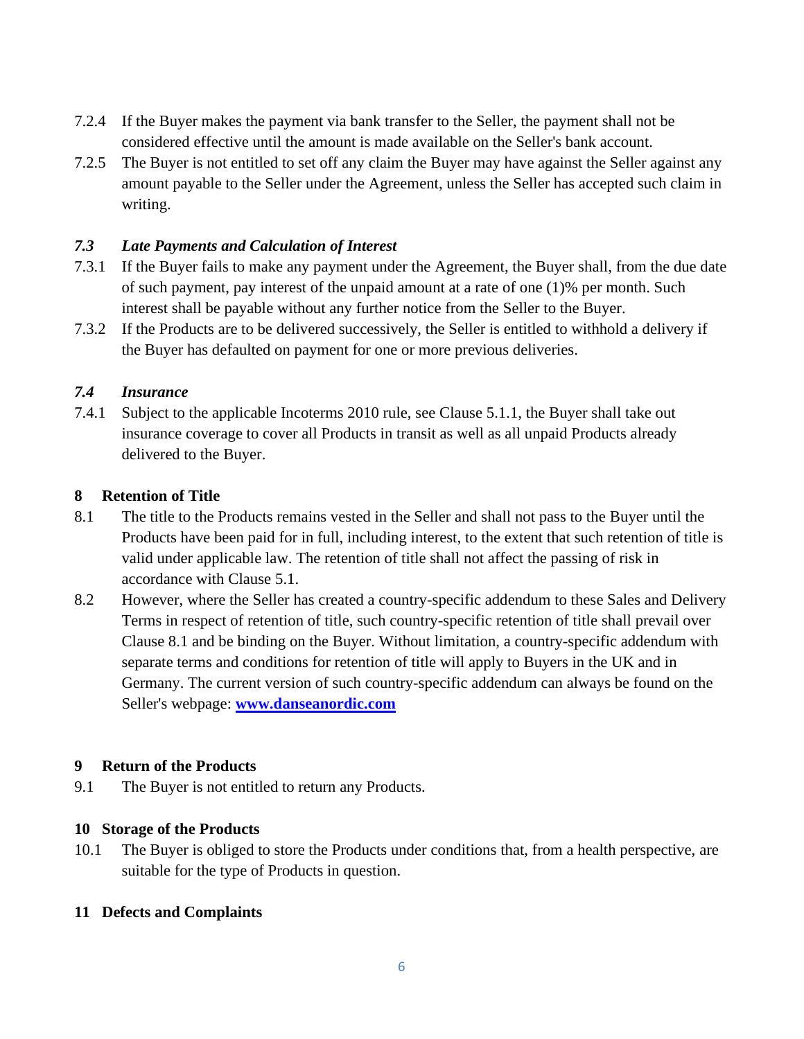7.2.4 If the Buyer makes the payment via bank transfer to the Seller, the payment shall not be considered effective until the amount is made available on the Seller's bank account.

7.2.5 The Buyer is not entitled to set off any claim the Buyer may have against the Seller against any amount payable to the Seller under the Agreement, unless the Seller has accepted such claim in writing.

### *7.3 Late Payments and Calculation of Interest*

7.3.1 If the Buyer fails to make any payment under the Agreement, the Buyer shall, from the due date of such payment, pay interest of the unpaid amount at a rate of one (1)% per month. Such interest shall be payable without any further notice from the Seller to the Buyer.

7.3.2 If the Products are to be delivered successively, the Seller is entitled to withhold a delivery if the Buyer has defaulted on payment for one or more previous deliveries.

### *7.4 Insurance*

7.4.1 Subject to the applicable Incoterms 2010 rule, see Clause 5.1.1, the Buyer shall take out insurance coverage to cover all Products in transit as well as all unpaid Products already delivered to the Buyer.

## 8 Retention of Title

8.1 The title to the Products remains vested in the Seller and shall not pass to the Buyer until the Products have been paid for in full, including interest, to the extent that such retention of title is valid under applicable law. The retention of title shall not affect the passing of risk in accordance with Clause 5.1.

8.2 However, where the Seller has created a country-specific addendum to these Sales and Delivery Terms in respect of retention of title, such country-specific retention of title shall prevail over Clause 8.1 and be binding on the Buyer. Without limitation, a country-specific addendum with separate terms and conditions for retention of title will apply to Buyers in the UK and in Germany. The current version of such country-specific addendum can always be found on the Seller's webpage: **www.danseanordic.com**

## 9 Return of the Products

9.1 The Buyer is not entitled to return any Products.

## 10 Storage of the Products

10.1 The Buyer is obliged to store the Products under conditions that, from a health perspective, are suitable for the type of Products in question.

## 11 Defects and Complaints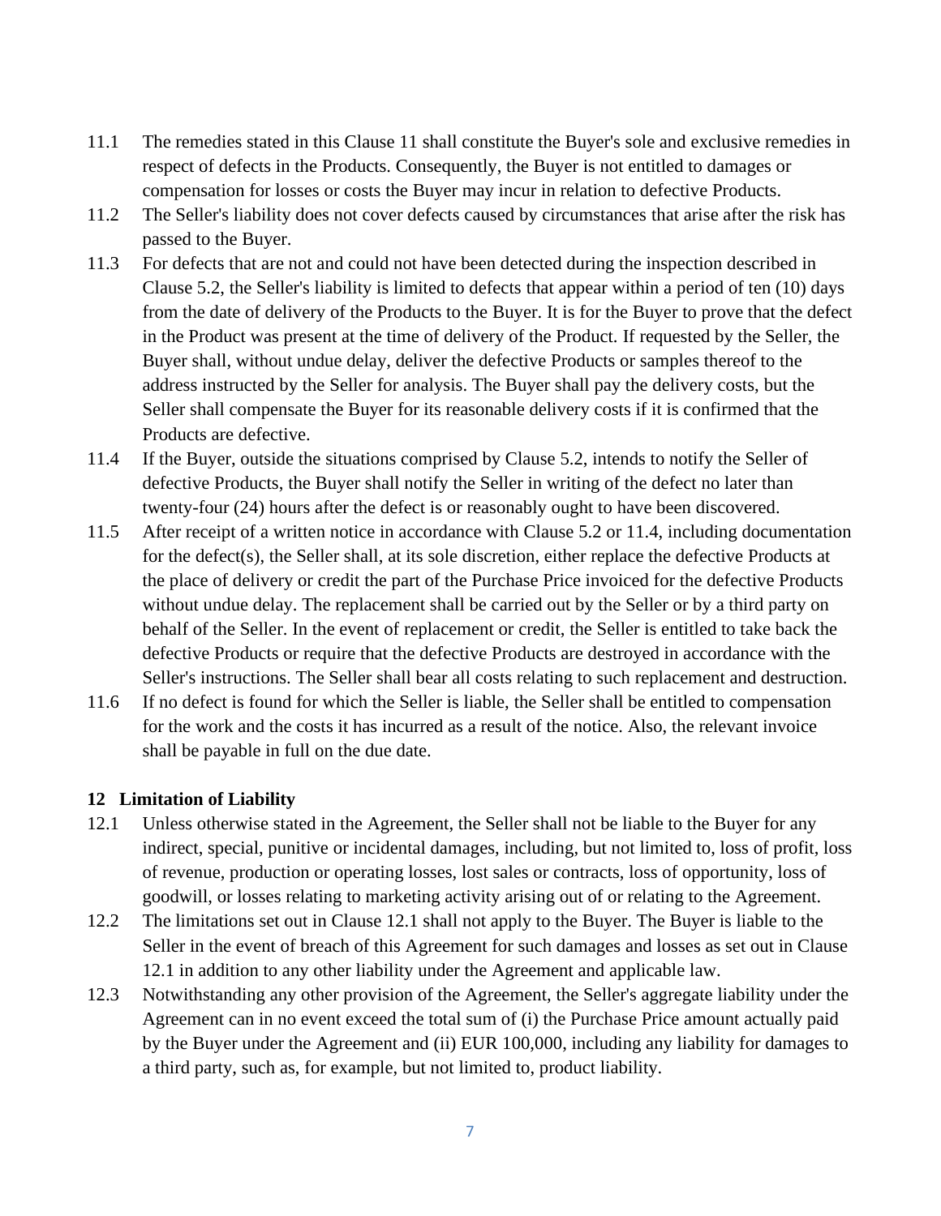11.1 The remedies stated in this Clause 11 shall constitute the Buyer's sole and exclusive remedies in respect of defects in the Products. Consequently, the Buyer is not entitled to damages or compensation for losses or costs the Buyer may incur in relation to defective Products.

11.2 The Seller's liability does not cover defects caused by circumstances that arise after the risk has passed to the Buyer.

11.3 For defects that are not and could not have been detected during the inspection described in Clause 5.2, the Seller's liability is limited to defects that appear within a period of ten (10) days from the date of delivery of the Products to the Buyer. It is for the Buyer to prove that the defect in the Product was present at the time of delivery of the Product. If requested by the Seller, the Buyer shall, without undue delay, deliver the defective Products or samples thereof to the address instructed by the Seller for analysis. The Buyer shall pay the delivery costs, but the Seller shall compensate the Buyer for its reasonable delivery costs if it is confirmed that the Products are defective.

11.4 If the Buyer, outside the situations comprised by Clause 5.2, intends to notify the Seller of defective Products, the Buyer shall notify the Seller in writing of the defect no later than twenty-four (24) hours after the defect is or reasonably ought to have been discovered.

11.5 After receipt of a written notice in accordance with Clause 5.2 or 11.4, including documentation for the defect(s), the Seller shall, at its sole discretion, either replace the defective Products at the place of delivery or credit the part of the Purchase Price invoiced for the defective Products without undue delay. The replacement shall be carried out by the Seller or by a third party on behalf of the Seller. In the event of replacement or credit, the Seller is entitled to take back the defective Products or require that the defective Products are destroyed in accordance with the Seller's instructions. The Seller shall bear all costs relating to such replacement and destruction.

11.6 If no defect is found for which the Seller is liable, the Seller shall be entitled to compensation for the work and the costs it has incurred as a result of the notice. Also, the relevant invoice shall be payable in full on the due date.

## 12 Limitation of Liability

12.1 Unless otherwise stated in the Agreement, the Seller shall not be liable to the Buyer for any indirect, special, punitive or incidental damages, including, but not limited to, loss of profit, loss of revenue, production or operating losses, lost sales or contracts, loss of opportunity, loss of goodwill, or losses relating to marketing activity arising out of or relating to the Agreement.

12.2 The limitations set out in Clause 12.1 shall not apply to the Buyer. The Buyer is liable to the Seller in the event of breach of this Agreement for such damages and losses as set out in Clause 12.1 in addition to any other liability under the Agreement and applicable law.

12.3 Notwithstanding any other provision of the Agreement, the Seller's aggregate liability under the Agreement can in no event exceed the total sum of (i) the Purchase Price amount actually paid by the Buyer under the Agreement and (ii) EUR 100,000, including any liability for damages to a third party, such as, for example, but not limited to, product liability.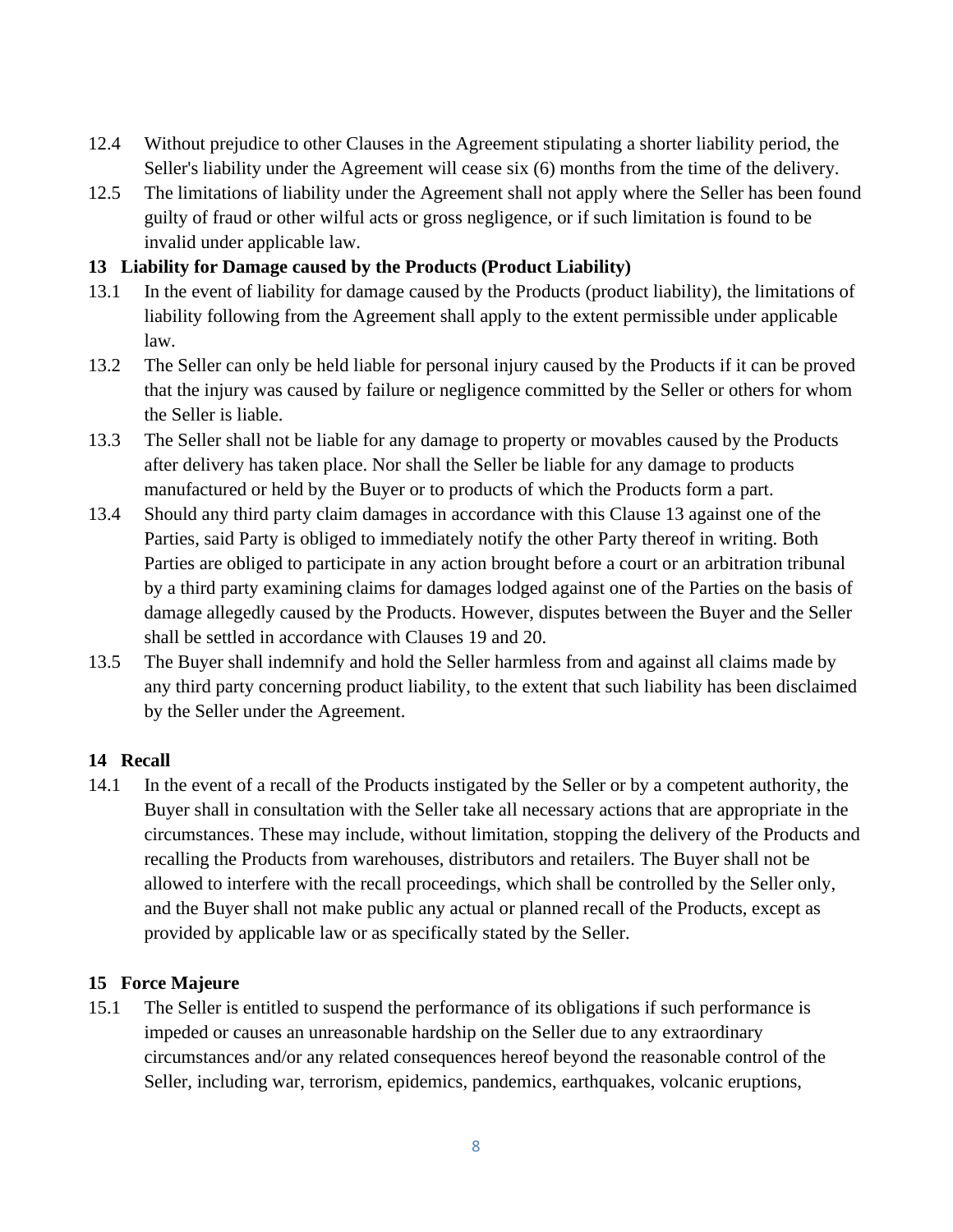12.4 Without prejudice to other Clauses in the Agreement stipulating a shorter liability period, the Seller's liability under the Agreement will cease six (6) months from the time of the delivery.

12.5 The limitations of liability under the Agreement shall not apply where the Seller has been found guilty of fraud or other wilful acts or gross negligence, or if such limitation is found to be invalid under applicable law.

## 13 Liability for Damage caused by the Products (Product Liability)

13.1 In the event of liability for damage caused by the Products (product liability), the limitations of liability following from the Agreement shall apply to the extent permissible under applicable law.

13.2 The Seller can only be held liable for personal injury caused by the Products if it can be proved that the injury was caused by failure or negligence committed by the Seller or others for whom the Seller is liable.

13.3 The Seller shall not be liable for any damage to property or movables caused by the Products after delivery has taken place. Nor shall the Seller be liable for any damage to products manufactured or held by the Buyer or to products of which the Products form a part.

13.4 Should any third party claim damages in accordance with this Clause 13 against one of the Parties, said Party is obliged to immediately notify the other Party thereof in writing. Both Parties are obliged to participate in any action brought before a court or an arbitration tribunal by a third party examining claims for damages lodged against one of the Parties on the basis of damage allegedly caused by the Products. However, disputes between the Buyer and the Seller shall be settled in accordance with Clauses 19 and 20.

13.5 The Buyer shall indemnify and hold the Seller harmless from and against all claims made by any third party concerning product liability, to the extent that such liability has been disclaimed by the Seller under the Agreement.

## 14 Recall

14.1 In the event of a recall of the Products instigated by the Seller or by a competent authority, the Buyer shall in consultation with the Seller take all necessary actions that are appropriate in the circumstances. These may include, without limitation, stopping the delivery of the Products and recalling the Products from warehouses, distributors and retailers. The Buyer shall not be allowed to interfere with the recall proceedings, which shall be controlled by the Seller only, and the Buyer shall not make public any actual or planned recall of the Products, except as provided by applicable law or as specifically stated by the Seller.

## 15 Force Majeure

15.1 The Seller is entitled to suspend the performance of its obligations if such performance is impeded or causes an unreasonable hardship on the Seller due to any extraordinary circumstances and/or any related consequences hereof beyond the reasonable control of the Seller, including war, terrorism, epidemics, pandemics, earthquakes, volcanic eruptions,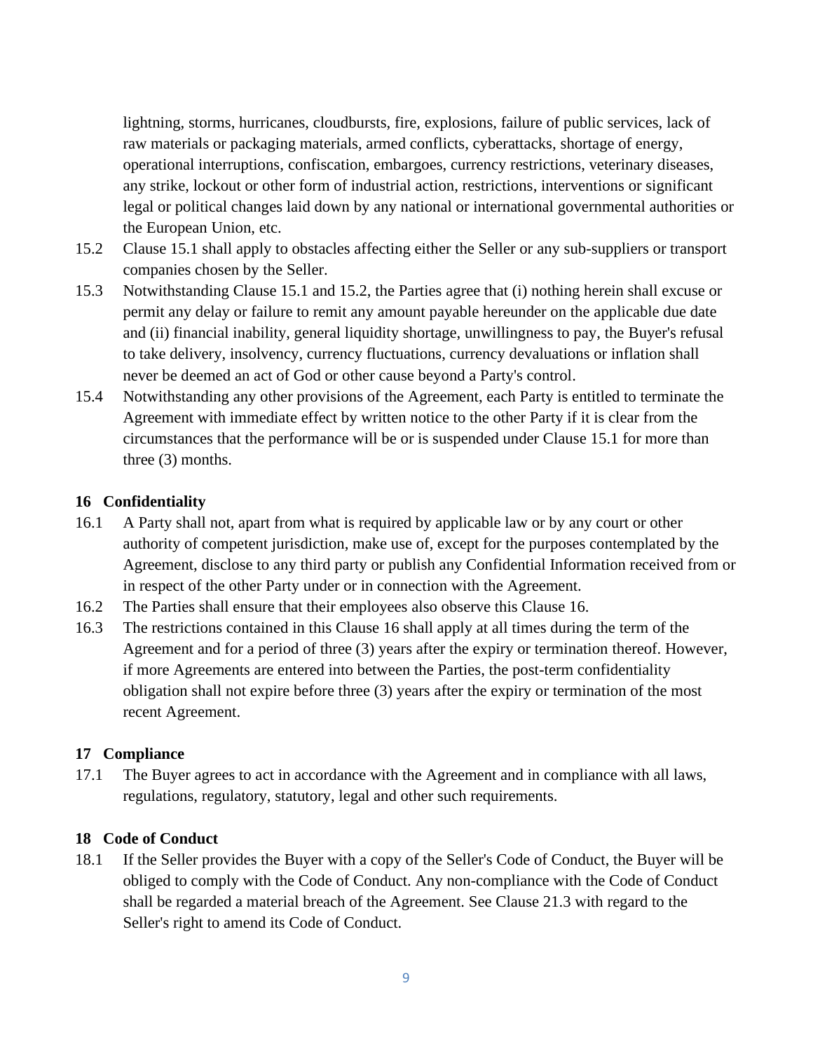lightning, storms, hurricanes, cloudbursts, fire, explosions, failure of public services, lack of raw materials or packaging materials, armed conflicts, cyberattacks, shortage of energy, operational interruptions, confiscation, embargoes, currency restrictions, veterinary diseases, any strike, lockout or other form of industrial action, restrictions, interventions or significant legal or political changes laid down by any national or international governmental authorities or the European Union, etc.

15.2 Clause 15.1 shall apply to obstacles affecting either the Seller or any sub-suppliers or transport companies chosen by the Seller.

15.3 Notwithstanding Clause 15.1 and 15.2, the Parties agree that (i) nothing herein shall excuse or permit any delay or failure to remit any amount payable hereunder on the applicable due date and (ii) financial inability, general liquidity shortage, unwillingness to pay, the Buyer's refusal to take delivery, insolvency, currency fluctuations, currency devaluations or inflation shall never be deemed an act of God or other cause beyond a Party's control.

15.4 Notwithstanding any other provisions of the Agreement, each Party is entitled to terminate the Agreement with immediate effect by written notice to the other Party if it is clear from the circumstances that the performance will be or is suspended under Clause 15.1 for more than three (3) months.

## 16 Confidentiality

16.1 A Party shall not, apart from what is required by applicable law or by any court or other authority of competent jurisdiction, make use of, except for the purposes contemplated by the Agreement, disclose to any third party or publish any Confidential Information received from or in respect of the other Party under or in connection with the Agreement.

16.2 The Parties shall ensure that their employees also observe this Clause 16.

16.3 The restrictions contained in this Clause 16 shall apply at all times during the term of the Agreement and for a period of three (3) years after the expiry or termination thereof. However, if more Agreements are entered into between the Parties, the post-term confidentiality obligation shall not expire before three (3) years after the expiry or termination of the most recent Agreement.

## 17 Compliance

17.1 The Buyer agrees to act in accordance with the Agreement and in compliance with all laws, regulations, regulatory, statutory, legal and other such requirements.

## 18 Code of Conduct

18.1 If the Seller provides the Buyer with a copy of the Seller's Code of Conduct, the Buyer will be obliged to comply with the Code of Conduct. Any non-compliance with the Code of Conduct shall be regarded a material breach of the Agreement. See Clause 21.3 with regard to the Seller's right to amend its Code of Conduct.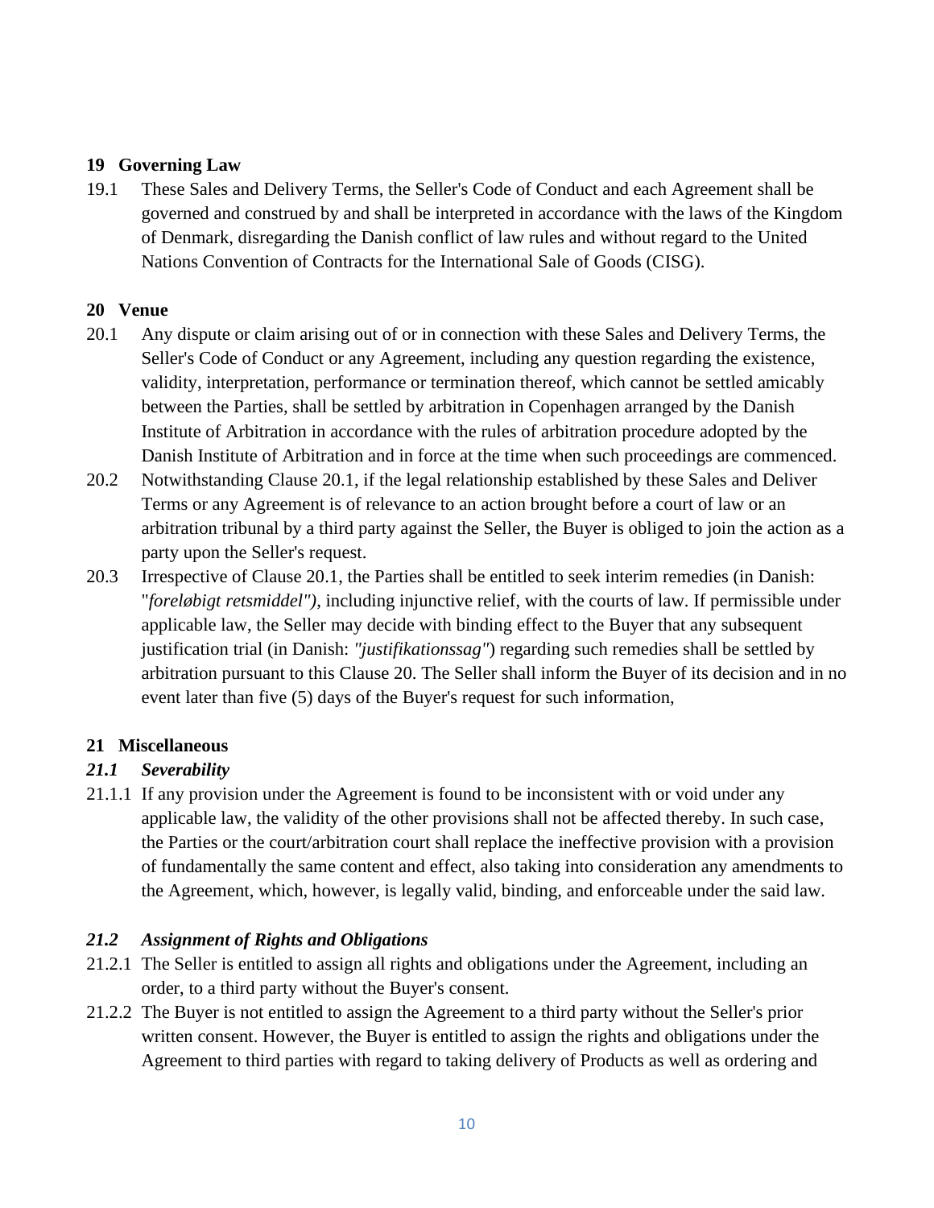## 19 Governing Law

19.1 These Sales and Delivery Terms, the Seller's Code of Conduct and each Agreement shall be governed and construed by and shall be interpreted in accordance with the laws of the Kingdom of Denmark, disregarding the Danish conflict of law rules and without regard to the United Nations Convention of Contracts for the International Sale of Goods (CISG).

## 20 Venue

20.1 Any dispute or claim arising out of or in connection with these Sales and Delivery Terms, the Seller's Code of Conduct or any Agreement, including any question regarding the existence, validity, interpretation, performance or termination thereof, which cannot be settled amicably between the Parties, shall be settled by arbitration in Copenhagen arranged by the Danish Institute of Arbitration in accordance with the rules of arbitration procedure adopted by the Danish Institute of Arbitration and in force at the time when such proceedings are commenced.

20.2 Notwithstanding Clause 20.1, if the legal relationship established by these Sales and Deliver Terms or any Agreement is of relevance to an action brought before a court of law or an arbitration tribunal by a third party against the Seller, the Buyer is obliged to join the action as a party upon the Seller's request.

20.3 Irrespective of Clause 20.1, the Parties shall be entitled to seek interim remedies (in Danish: "*foreløbigt retsmiddel")*, including injunctive relief, with the courts of law. If permissible under applicable law, the Seller may decide with binding effect to the Buyer that any subsequent justification trial (in Danish: *"justifikationssag"*) regarding such remedies shall be settled by arbitration pursuant to this Clause 20. The Seller shall inform the Buyer of its decision and in no event later than five (5) days of the Buyer's request for such information,

## 21 Miscellaneous

### *21.1 Severability*

21.1.1 If any provision under the Agreement is found to be inconsistent with or void under any applicable law, the validity of the other provisions shall not be affected thereby. In such case, the Parties or the court/arbitration court shall replace the ineffective provision with a provision of fundamentally the same content and effect, also taking into consideration any amendments to the Agreement, which, however, is legally valid, binding, and enforceable under the said law.

### *21.2 Assignment of Rights and Obligations*

21.2.1 The Seller is entitled to assign all rights and obligations under the Agreement, including an order, to a third party without the Buyer's consent.

21.2.2 The Buyer is not entitled to assign the Agreement to a third party without the Seller's prior written consent. However, the Buyer is entitled to assign the rights and obligations under the Agreement to third parties with regard to taking delivery of Products as well as ordering and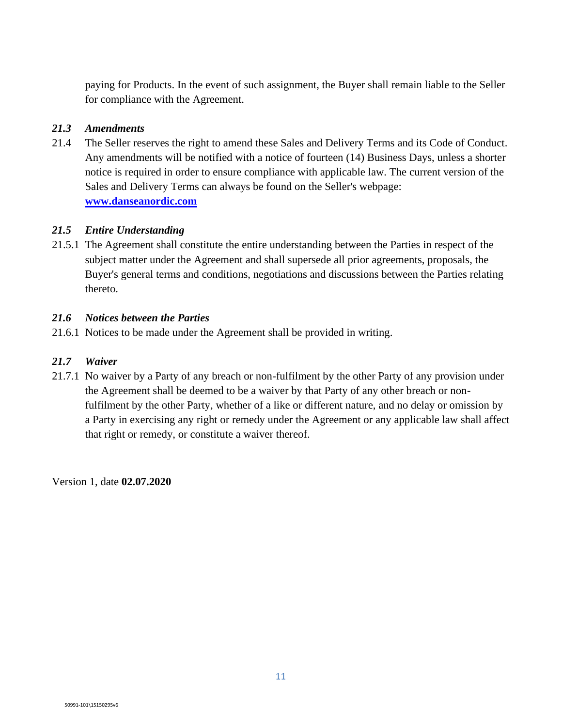paying for Products. In the event of such assignment, the Buyer shall remain liable to the Seller for compliance with the Agreement.

### *21.3 Amendments*

21.4 The Seller reserves the right to amend these Sales and Delivery Terms and its Code of Conduct. Any amendments will be notified with a notice of fourteen (14) Business Days, unless a shorter notice is required in order to ensure compliance with applicable law. The current version of the Sales and Delivery Terms can always be found on the Seller's webpage: **www.danseanordic.com**

### *21.5 Entire Understanding*

21.5.1 The Agreement shall constitute the entire understanding between the Parties in respect of the subject matter under the Agreement and shall supersede all prior agreements, proposals, the Buyer's general terms and conditions, negotiations and discussions between the Parties relating thereto.

### *21.6 Notices between the Parties*

21.6.1 Notices to be made under the Agreement shall be provided in writing.

### *21.7 Waiver*

21.7.1 No waiver by a Party of any breach or non-fulfilment by the other Party of any provision under the Agreement shall be deemed to be a waiver by that Party of any other breach or non-fulfilment by the other Party, whether of a like or different nature, and no delay or omission by a Party in exercising any right or remedy under the Agreement or any applicable law shall affect that right or remedy, or constitute a waiver thereof.

Version 1, date **02.07.2020**